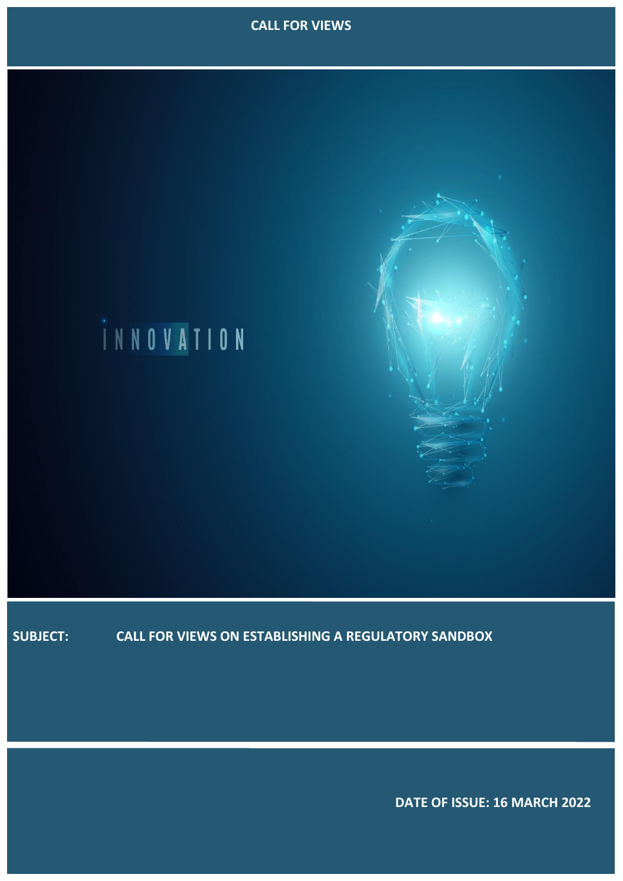**CALL FOR VIEWS**

INNOVATION

**SUBJECT:** **CALL FOR VIEWS ON ESTABLISHING A REGULATORY SANDBOX**

**DATE OF ISSUE: 16 MARCH 2022**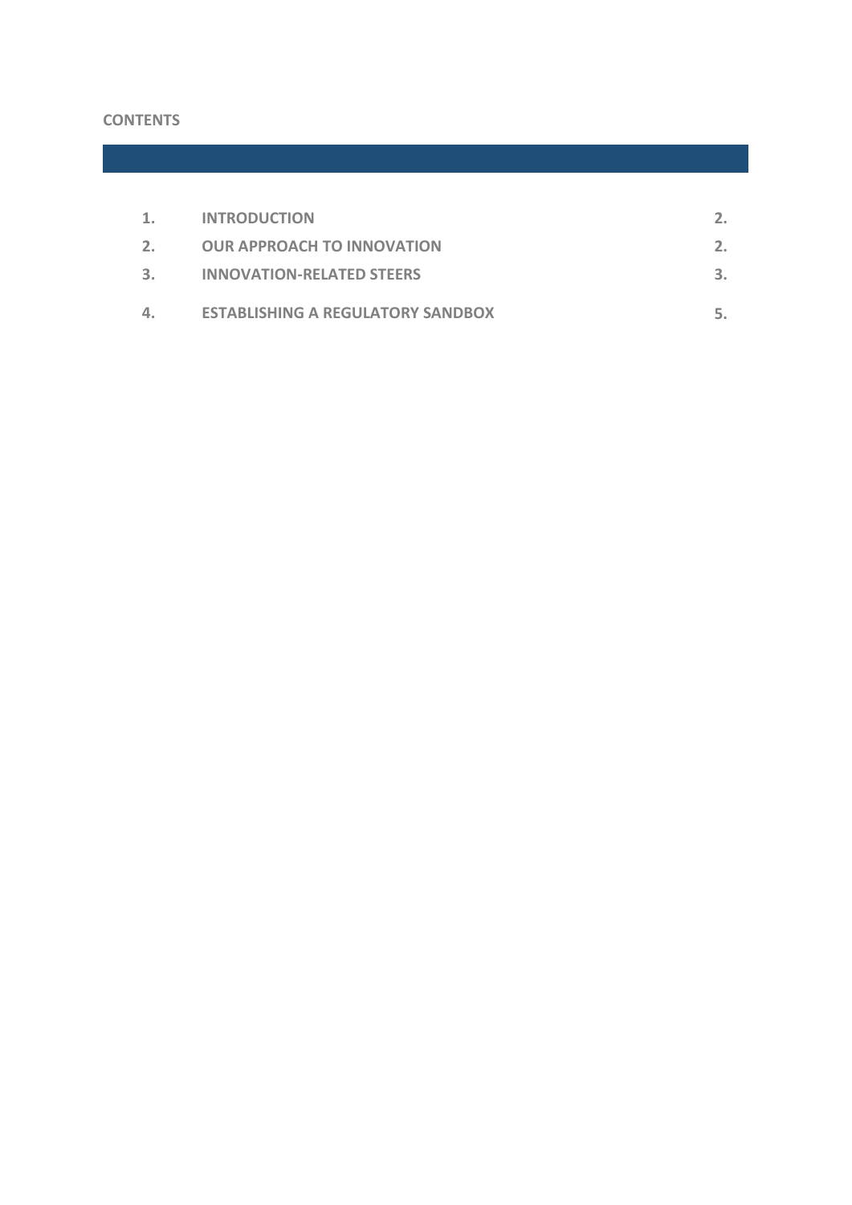**CONTENTS**

| | | |
|---|---|---|
| **1.** | **INTRODUCTION** | **2.** |
| **2.** | **OUR APPROACH TO INNOVATION** | **2.** |
| **3.** | **INNOVATION-RELATED STEERS** | **3.** |
| **4.** | **ESTABLISHING A REGULATORY SANDBOX** | **5.** |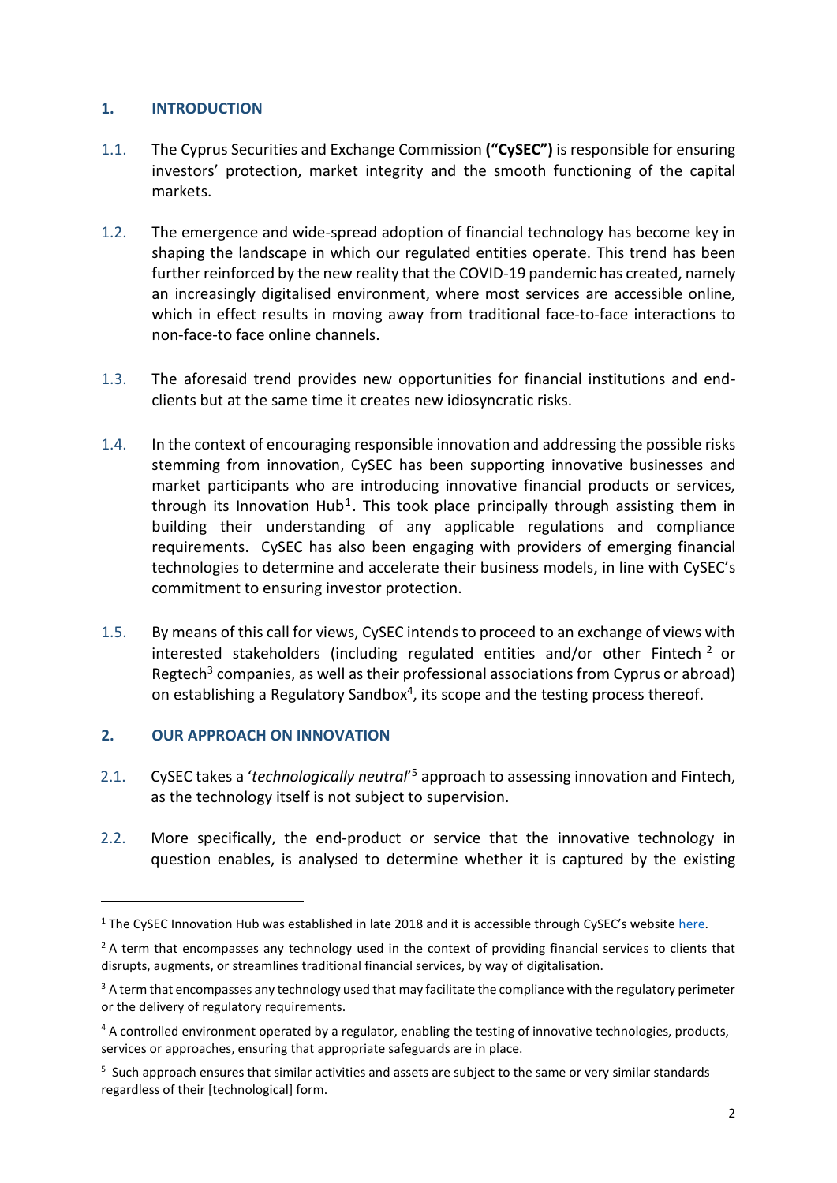## 1. INTRODUCTION

1.1. The Cyprus Securities and Exchange Commission **("CySEC")** is responsible for ensuring investors' protection, market integrity and the smooth functioning of the capital markets.

1.2. The emergence and wide-spread adoption of financial technology has become key in shaping the landscape in which our regulated entities operate. This trend has been further reinforced by the new reality that the COVID-19 pandemic has created, namely an increasingly digitalised environment, where most services are accessible online, which in effect results in moving away from traditional face-to-face interactions to non-face-to face online channels.

1.3. The aforesaid trend provides new opportunities for financial institutions and end-clients but at the same time it creates new idiosyncratic risks.

1.4. In the context of encouraging responsible innovation and addressing the possible risks stemming from innovation, CySEC has been supporting innovative businesses and market participants who are introducing innovative financial products or services, through its Innovation Hub[1]. This took place principally through assisting them in building their understanding of any applicable regulations and compliance requirements. CySEC has also been engaging with providers of emerging financial technologies to determine and accelerate their business models, in line with CySEC's commitment to ensuring investor protection.

1.5. By means of this call for views, CySEC intends to proceed to an exchange of views with interested stakeholders (including regulated entities and/or other Fintech[2] or Regtech[3] companies, as well as their professional associations from Cyprus or abroad) on establishing a Regulatory Sandbox[4], its scope and the testing process thereof.

## 2. OUR APPROACH ON INNOVATION

2.1. CySEC takes a '*technologically neutral*'[5] approach to assessing innovation and Fintech, as the technology itself is not subject to supervision.

2.2. More specifically, the end-product or service that the innovative technology in question enables, is analysed to determine whether it is captured by the existing

---

[1] The CySEC Innovation Hub was established in late 2018 and it is accessible through CySEC's website here.

[2] A term that encompasses any technology used in the context of providing financial services to clients that disrupts, augments, or streamlines traditional financial services, by way of digitalisation.

[3] A term that encompasses any technology used that may facilitate the compliance with the regulatory perimeter or the delivery of regulatory requirements.

[4] A controlled environment operated by a regulator, enabling the testing of innovative technologies, products, services or approaches, ensuring that appropriate safeguards are in place.

[5] Such approach ensures that similar activities and assets are subject to the same or very similar standards regardless of their [technological] form.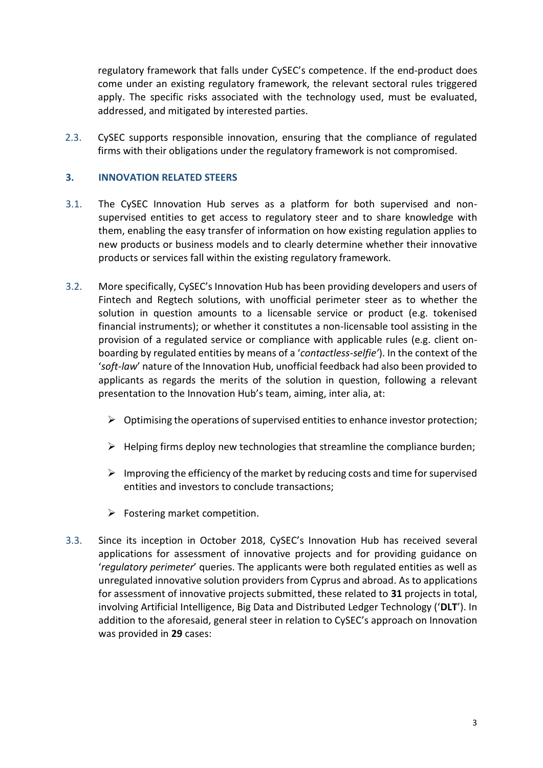regulatory framework that falls under CySEC's competence. If the end-product does come under an existing regulatory framework, the relevant sectoral rules triggered apply. The specific risks associated with the technology used, must be evaluated, addressed, and mitigated by interested parties.

2.3. CySEC supports responsible innovation, ensuring that the compliance of regulated firms with their obligations under the regulatory framework is not compromised.

## 3. INNOVATION RELATED STEERS

3.1. The CySEC Innovation Hub serves as a platform for both supervised and non-supervised entities to get access to regulatory steer and to share knowledge with them, enabling the easy transfer of information on how existing regulation applies to new products or business models and to clearly determine whether their innovative products or services fall within the existing regulatory framework.

3.2. More specifically, CySEC's Innovation Hub has been providing developers and users of Fintech and Regtech solutions, with unofficial perimeter steer as to whether the solution in question amounts to a licensable service or product (e.g. tokenised financial instruments); or whether it constitutes a non-licensable tool assisting in the provision of a regulated service or compliance with applicable rules (e.g. client on-boarding by regulated entities by means of a '*contactless-selfie'*). In the context of the '*soft-law*' nature of the Innovation Hub, unofficial feedback had also been provided to applicants as regards the merits of the solution in question, following a relevant presentation to the Innovation Hub's team, aiming, inter alia, at:

- Optimising the operations of supervised entities to enhance investor protection;
- Helping firms deploy new technologies that streamline the compliance burden;
- Improving the efficiency of the market by reducing costs and time for supervised entities and investors to conclude transactions;
- Fostering market competition.

3.3. Since its inception in October 2018, CySEC's Innovation Hub has received several applications for assessment of innovative projects and for providing guidance on '*regulatory perimeter*' queries. The applicants were both regulated entities as well as unregulated innovative solution providers from Cyprus and abroad. As to applications for assessment of innovative projects submitted, these related to **31** projects in total, involving Artificial Intelligence, Big Data and Distributed Ledger Technology ('**DLT**'). In addition to the aforesaid, general steer in relation to CySEC's approach on Innovation was provided in **29** cases: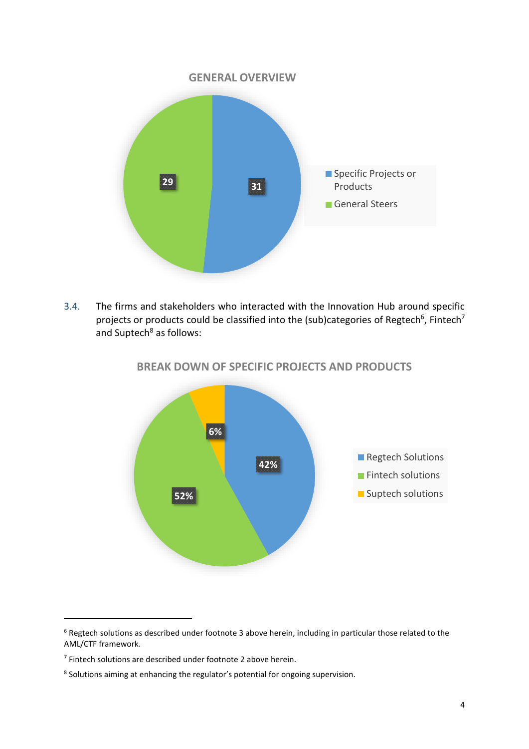**GENERAL OVERVIEW**

| Category | Count |
| --- | --- |
| Specific Projects or Products | 31 |
| General Steers | 29 |

3.4. The firms and stakeholders who interacted with the Innovation Hub around specific projects or products could be classified into the (sub)categories of Regtech[6], Fintech[7] and Suptech[8] as follows:

**BREAK DOWN OF SPECIFIC PROJECTS AND PRODUCTS**

| Category | Share |
| --- | --- |
| Regtech Solutions | 42% |
| Fintech solutions | 52% |
| Suptech solutions | 6% |

---

[6] Regtech solutions as described under footnote 3 above herein, including in particular those related to the AML/CTF framework.

[7] Fintech solutions are described under footnote 2 above herein.

[8] Solutions aiming at enhancing the regulator's potential for ongoing supervision.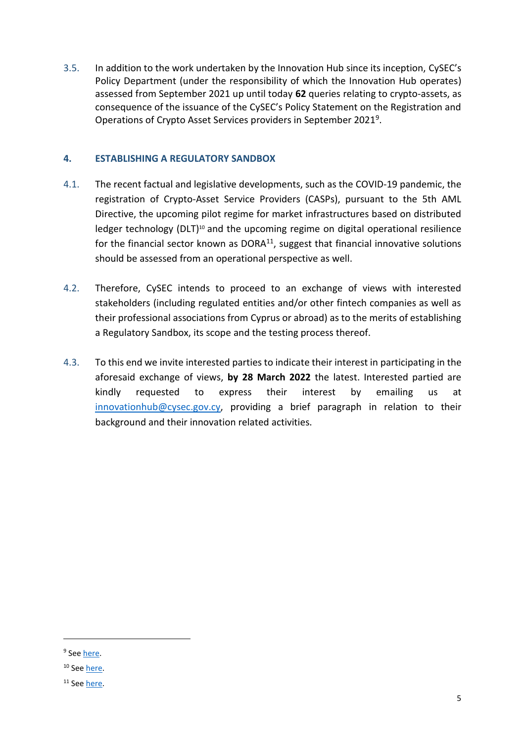3.5. In addition to the work undertaken by the Innovation Hub since its inception, CySEC's Policy Department (under the responsibility of which the Innovation Hub operates) assessed from September 2021 up until today **62** queries relating to crypto-assets, as consequence of the issuance of the CySEC's Policy Statement on the Registration and Operations of Crypto Asset Services providers in September 2021[9].

## 4. ESTABLISHING A REGULATORY SANDBOX

4.1. The recent factual and legislative developments, such as the COVID-19 pandemic, the registration of Crypto-Asset Service Providers (CASPs), pursuant to the 5th AML Directive, the upcoming pilot regime for market infrastructures based on distributed ledger technology (DLT)[10] and the upcoming regime on digital operational resilience for the financial sector known as DORA[11], suggest that financial innovative solutions should be assessed from an operational perspective as well.

4.2. Therefore, CySEC intends to proceed to an exchange of views with interested stakeholders (including regulated entities and/or other fintech companies as well as their professional associations from Cyprus or abroad) as to the merits of establishing a Regulatory Sandbox, its scope and the testing process thereof.

4.3. To this end we invite interested parties to indicate their interest in participating in the aforesaid exchange of views, **by 28 March 2022** the latest. Interested partied are kindly requested to express their interest by emailing us at innovationhub@cysec.gov.cy, providing a brief paragraph in relation to their background and their innovation related activities.

---

[9] See here.

[10] See here.

[11] See here.